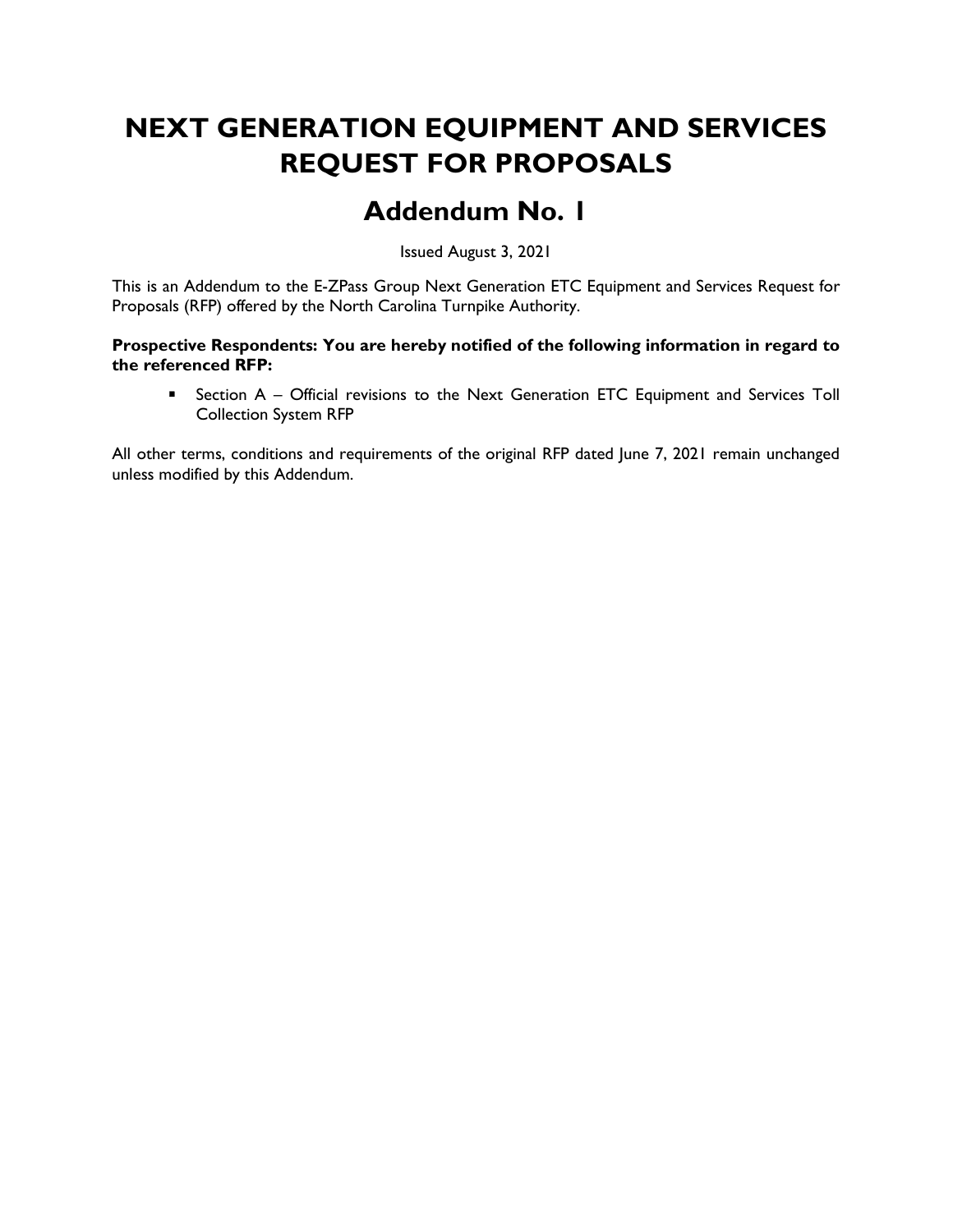# NEXT GENERATION EQUIPMENT AND SERVICES REQUEST FOR PROPOSALS

## Addendum No. 1

Issued August 3, 2021

This is an Addendum to the E-ZPass Group Next Generation ETC Equipment and Services Request for Proposals (RFP) offered by the North Carolina Turnpike Authority.

**Prospective Respondents: You are hereby notified of the following information in regard to the referenced RFP:**

- Section A – Official revisions to the Next Generation ETC Equipment and Services Toll Collection System RFP

All other terms, conditions and requirements of the original RFP dated June 7, 2021 remain unchanged unless modified by this Addendum.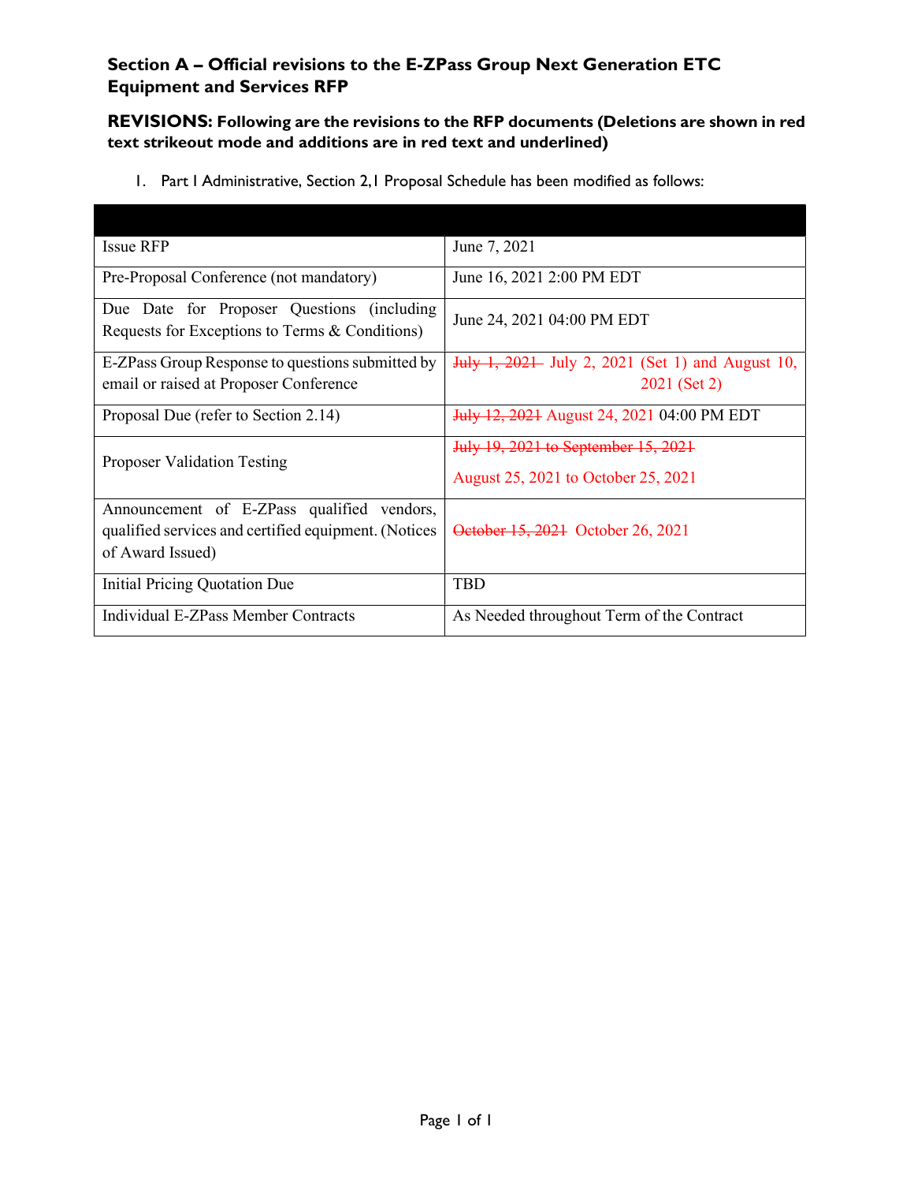### Section A – Official revisions to the E-ZPass Group Next Generation ETC Equipment and Services RFP

**REVISIONS: Following are the revisions to the RFP documents (Deletions are shown in red text strikeout mode and additions are in red text and underlined)**

1. Part I Administrative, Section 2,1 Proposal Schedule has been modified as follows:

| | |
|---|---|
| Issue RFP | June 7, 2021 |
| Pre-Proposal Conference (not mandatory) | June 16, 2021 2:00 PM EDT |
| Due Date for Proposer Questions (including Requests for Exceptions to Terms & Conditions) | June 24, 2021 04:00 PM EDT |
| E-ZPass Group Response to questions submitted by email or raised at Proposer Conference | ~~July 1, 2021~~ July 2, 2021 (Set 1) and August 10, 2021 (Set 2) |
| Proposal Due (refer to Section 2.14) | ~~July 12, 2021~~ August 24, 2021 04:00 PM EDT |
| Proposer Validation Testing | ~~July 19, 2021 to September 15, 2021~~ August 25, 2021 to October 25, 2021 |
| Announcement of E-ZPass qualified vendors, qualified services and certified equipment. (Notices of Award Issued) | ~~October 15, 2021~~ October 26, 2021 |
| Initial Pricing Quotation Due | TBD |
| Individual E-ZPass Member Contracts | As Needed throughout Term of the Contract |